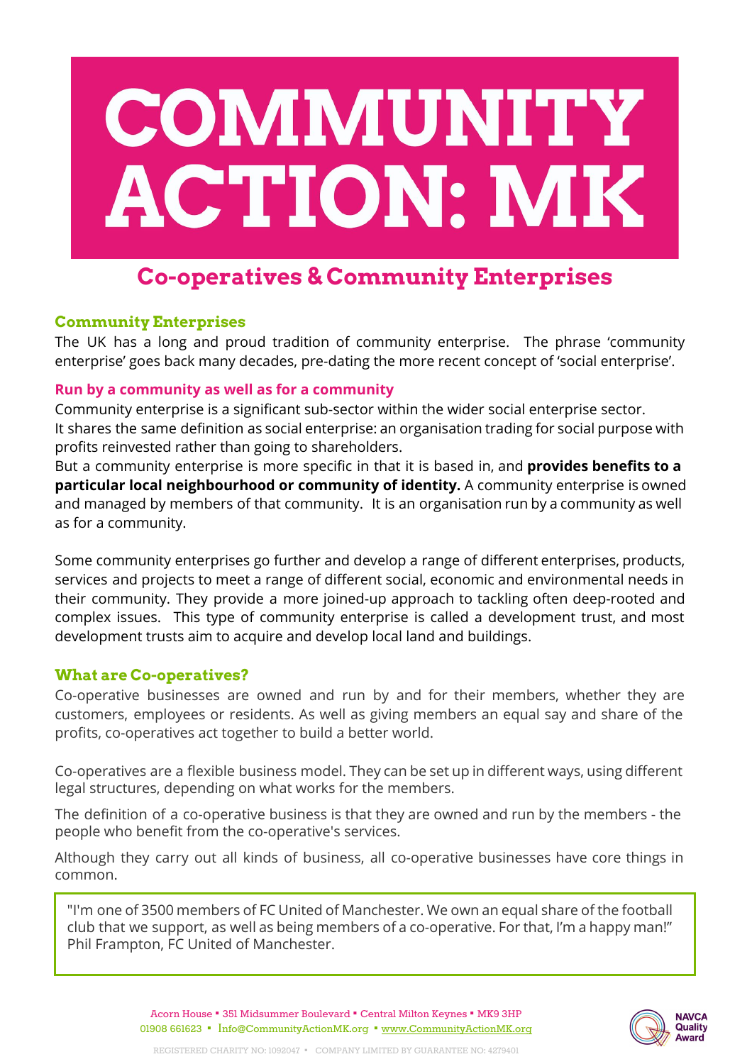# COMMUNITY ACTION: MK

## Co-operatives & Community Enterprises

### Community Enterprises

The UK has a long and proud tradition of community enterprise. The phrase 'community enterprise' goes back many decades, pre-dating the more recent concept of 'social enterprise'.

#### Run by a community as well as for a community

Community enterprise is a significant sub-sector within the wider social enterprise sector. It shares the same definition as social enterprise: an organisation trading for social purpose with profits reinvested rather than going to shareholders.

But a community enterprise is more specific in that it is based in, and **provides benefits to a particular local neighbourhood or community of identity.** A community enterprise is owned and managed by members of that community. It is an organisation run by a community as well as for a community.

Some community enterprises go further and develop a range of different enterprises, products, services and projects to meet a range of different social, economic and environmental needs in their community. They provide a more joined-up approach to tackling often deep-rooted and complex issues. This type of community enterprise is called a development trust, and most development trusts aim to acquire and develop local land and buildings.

### What are Co-operatives?

Co-operative businesses are owned and run by and for their members, whether they are customers, employees or residents. As well as giving members an equal say and share of the profits, co-operatives act together to build a better world.

Co-operatives are a flexible business model. They can be set up in different ways, using different legal structures, depending on what works for the members.

The definition of a co-operative business is that they are owned and run by the members - the people who benefit from the co-operative's services.

Although they carry out all kinds of business, all co-operative businesses have core things in common.

> "I'm one of 3500 members of FC United of Manchester. We own an equal share of the football club that we support, as well as being members of a co-operative. For that, I'm a happy man!" Phil Frampton, FC United of Manchester.

Acorn House ▪ 351 Midsummer Boulevard ▪ Central Milton Keynes ▪ MK9 3HP
01908 661623 ▪ Info@CommunityActionMK.org ▪ www.CommunityActionMK.org

REGISTERED CHARITY NO: 1092047 ▪ COMPANY LIMITED BY GUARANTEE NO: 4279401

NAVCA Quality Award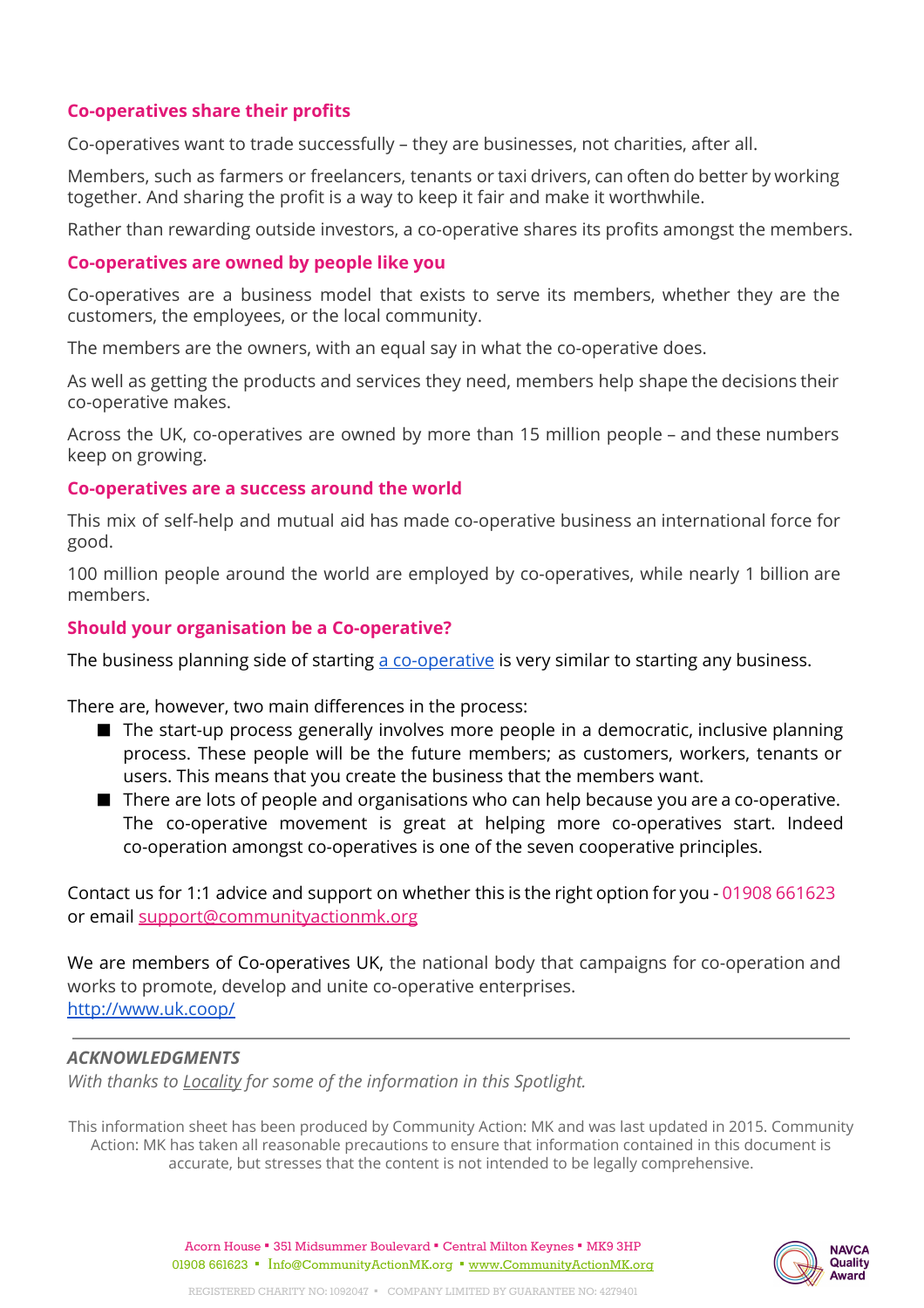## Co-operatives share their profits

Co-operatives want to trade successfully – they are businesses, not charities, after all.

Members, such as farmers or freelancers, tenants or taxi drivers, can often do better by working together. And sharing the profit is a way to keep it fair and make it worthwhile.

Rather than rewarding outside investors, a co-operative shares its profits amongst the members.

## Co-operatives are owned by people like you

Co-operatives are a business model that exists to serve its members, whether they are the customers, the employees, or the local community.

The members are the owners, with an equal say in what the co-operative does.

As well as getting the products and services they need, members help shape the decisions their co-operative makes.

Across the UK, co-operatives are owned by more than 15 million people – and these numbers keep on growing.

## Co-operatives are a success around the world

This mix of self-help and mutual aid has made co-operative business an international force for good.

100 million people around the world are employed by co-operatives, while nearly 1 billion are members.

## Should your organisation be a Co-operative?

The business planning side of starting [a co-operative] is very similar to starting any business.

There are, however, two main differences in the process:

- The start-up process generally involves more people in a democratic, inclusive planning process. These people will be the future members; as customers, workers, tenants or users. This means that you create the business that the members want.
- There are lots of people and organisations who can help because you are a co-operative. The co-operative movement is great at helping more co-operatives start. Indeed co-operation amongst co-operatives is one of the seven cooperative principles.

Contact us for 1:1 advice and support on whether this is the right option for you - 01908 661623 or email support@communityactionmk.org

We are members of Co-operatives UK, the national body that campaigns for co-operation and works to promote, develop and unite co-operative enterprises.
http://www.uk.coop/

---

***ACKNOWLEDGMENTS***

*With thanks to Locality for some of the information in this Spotlight.*

This information sheet has been produced by Community Action: MK and was last updated in 2015. Community Action: MK has taken all reasonable precautions to ensure that information contained in this document is accurate, but stresses that the content is not intended to be legally comprehensive.

Acorn House ▪ 351 Midsummer Boulevard ▪ Central Milton Keynes ▪ MK9 3HP
01908 661623 ▪ Info@CommunityActionMK.org ▪ www.CommunityActionMK.org
REGISTERED CHARITY NO: 1092047 ▪ COMPANY LIMITED BY GUARANTEE NO: 4279401

NAVCA Quality Award